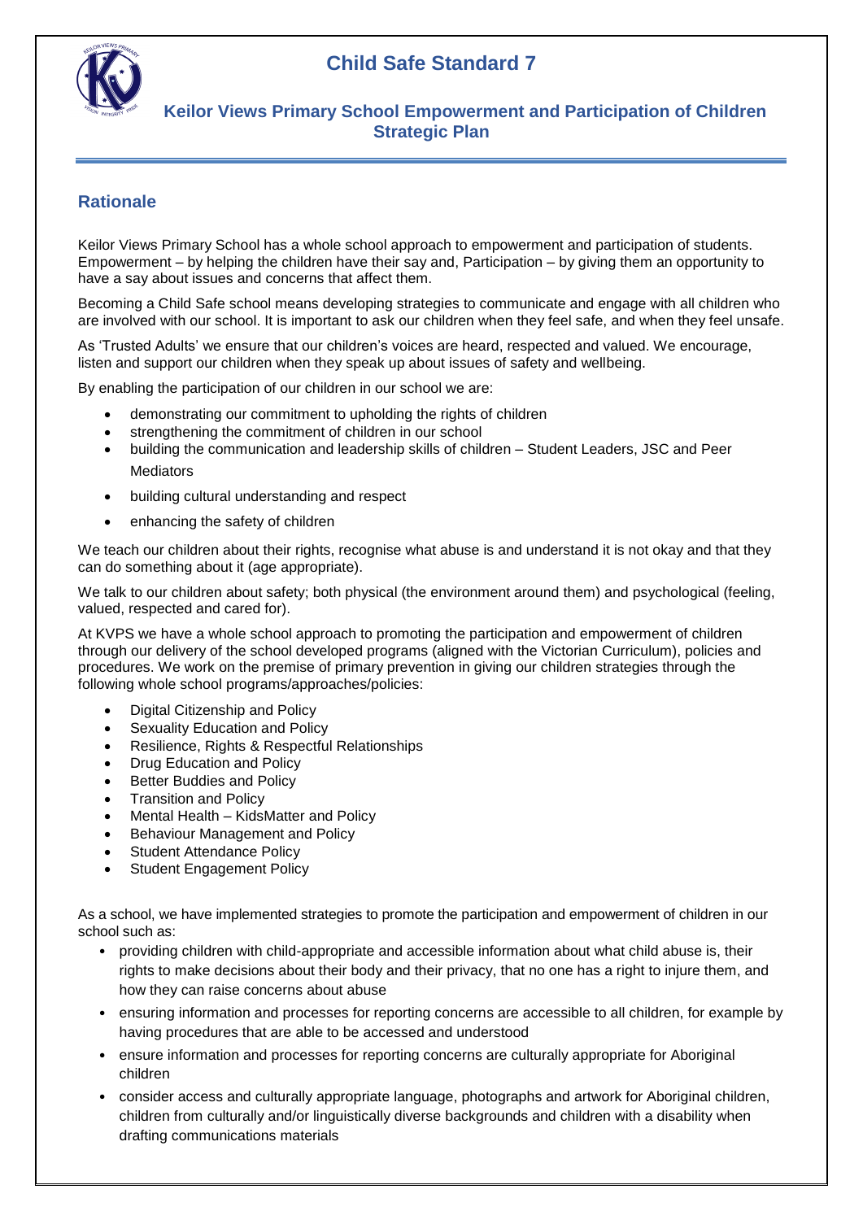# Child Safe Standard 7

## Keilor Views Primary School Empowerment and Participation of Children Strategic Plan

## Rationale

Keilor Views Primary School has a whole school approach to empowerment and participation of students. Empowerment – by helping the children have their say and, Participation – by giving them an opportunity to have a say about issues and concerns that affect them.

Becoming a Child Safe school means developing strategies to communicate and engage with all children who are involved with our school. It is important to ask our children when they feel safe, and when they feel unsafe.

As 'Trusted Adults' we ensure that our children's voices are heard, respected and valued. We encourage, listen and support our children when they speak up about issues of safety and wellbeing.

By enabling the participation of our children in our school we are:

- demonstrating our commitment to upholding the rights of children
- strengthening the commitment of children in our school
- building the communication and leadership skills of children – Student Leaders, JSC and Peer Mediators
- building cultural understanding and respect
- enhancing the safety of children

We teach our children about their rights, recognise what abuse is and understand it is not okay and that they can do something about it (age appropriate).

We talk to our children about safety; both physical (the environment around them) and psychological (feeling, valued, respected and cared for).

At KVPS we have a whole school approach to promoting the participation and empowerment of children through our delivery of the school developed programs (aligned with the Victorian Curriculum), policies and procedures. We work on the premise of primary prevention in giving our children strategies through the following whole school programs/approaches/policies:

- Digital Citizenship and Policy
- Sexuality Education and Policy
- Resilience, Rights & Respectful Relationships
- Drug Education and Policy
- Better Buddies and Policy
- Transition and Policy
- Mental Health – KidsMatter and Policy
- Behaviour Management and Policy
- Student Attendance Policy
- Student Engagement Policy

As a school, we have implemented strategies to promote the participation and empowerment of children in our school such as:

- providing children with child-appropriate and accessible information about what child abuse is, their rights to make decisions about their body and their privacy, that no one has a right to injure them, and how they can raise concerns about abuse
- ensuring information and processes for reporting concerns are accessible to all children, for example by having procedures that are able to be accessed and understood
- ensure information and processes for reporting concerns are culturally appropriate for Aboriginal children
- consider access and culturally appropriate language, photographs and artwork for Aboriginal children, children from culturally and/or linguistically diverse backgrounds and children with a disability when drafting communications materials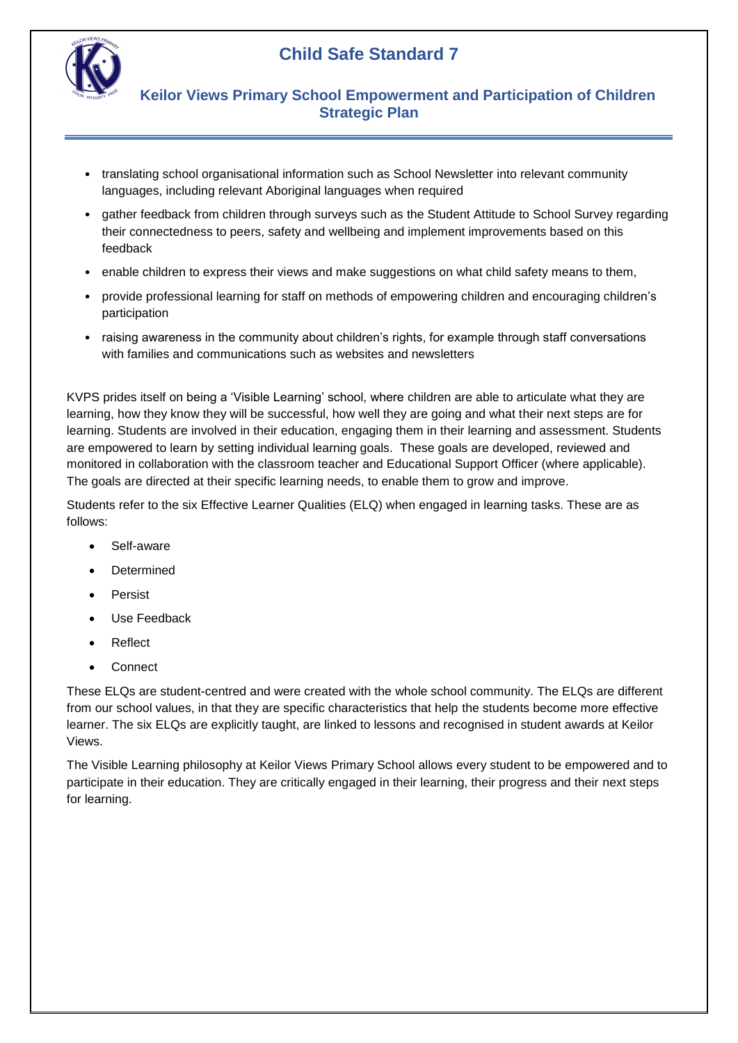- translating school organisational information such as School Newsletter into relevant community languages, including relevant Aboriginal languages when required
- gather feedback from children through surveys such as the Student Attitude to School Survey regarding their connectedness to peers, safety and wellbeing and implement improvements based on this feedback
- enable children to express their views and make suggestions on what child safety means to them,
- provide professional learning for staff on methods of empowering children and encouraging children's participation
- raising awareness in the community about children's rights, for example through staff conversations with families and communications such as websites and newsletters

KVPS prides itself on being a 'Visible Learning' school, where children are able to articulate what they are learning, how they know they will be successful, how well they are going and what their next steps are for learning. Students are involved in their education, engaging them in their learning and assessment. Students are empowered to learn by setting individual learning goals. These goals are developed, reviewed and monitored in collaboration with the classroom teacher and Educational Support Officer (where applicable). The goals are directed at their specific learning needs, to enable them to grow and improve.

Students refer to the six Effective Learner Qualities (ELQ) when engaged in learning tasks. These are as follows:

- Self-aware
- Determined
- Persist
- Use Feedback
- Reflect
- Connect

These ELQs are student-centred and were created with the whole school community. The ELQs are different from our school values, in that they are specific characteristics that help the students become more effective learner. The six ELQs are explicitly taught, are linked to lessons and recognised in student awards at Keilor Views.

The Visible Learning philosophy at Keilor Views Primary School allows every student to be empowered and to participate in their education. They are critically engaged in their learning, their progress and their next steps for learning.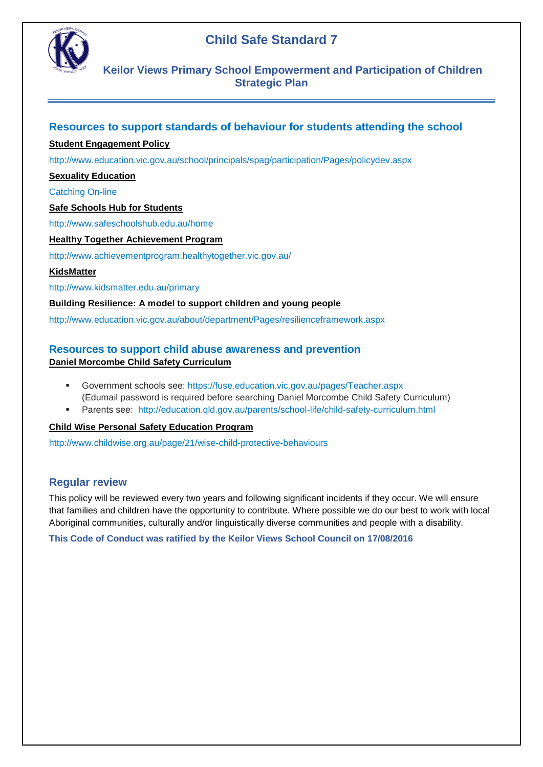# Child Safe Standard 7

## Keilor Views Primary School Empowerment and Participation of Children Strategic Plan

## Resources to support standards of behaviour for students attending the school

**Student Engagement Policy**

http://www.education.vic.gov.au/school/principals/spag/participation/Pages/policydev.aspx

**Sexuality Education**

Catching On-line

**Safe Schools Hub for Students**

http://www.safeschoolshub.edu.au/home

**Healthy Together Achievement Program**

http://www.achievementprogram.healthytogether.vic.gov.au/

**KidsMatter**

http://www.kidsmatter.edu.au/primary

**Building Resilience: A model to support children and young people**

http://www.education.vic.gov.au/about/department/Pages/resilienceframework.aspx

## Resources to support child abuse awareness and prevention

**Daniel Morcombe Child Safety Curriculum**

- Government schools see: https://fuse.education.vic.gov.au/pages/Teacher.aspx (Edumail password is required before searching Daniel Morcombe Child Safety Curriculum)
- Parents see: http://education.qld.gov.au/parents/school-life/child-safety-curriculum.html

**Child Wise Personal Safety Education Program**

http://www.childwise.org.au/page/21/wise-child-protective-behaviours

## Regular review

This policy will be reviewed every two years and following significant incidents if they occur. We will ensure that families and children have the opportunity to contribute. Where possible we do our best to work with local Aboriginal communities, culturally and/or linguistically diverse communities and people with a disability.

**This Code of Conduct was ratified by the Keilor Views School Council on 17/08/2016**